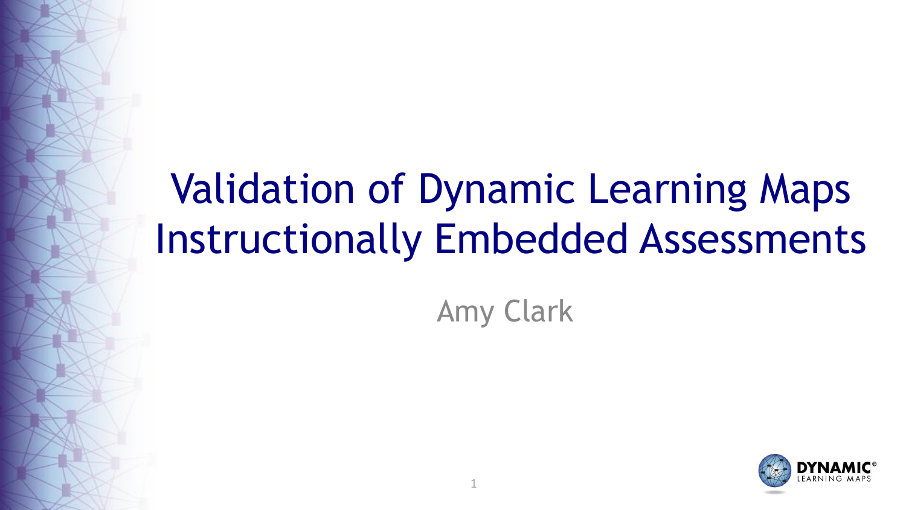# Validation of Dynamic Learning Maps Instructionally Embedded Assessments

Amy Clark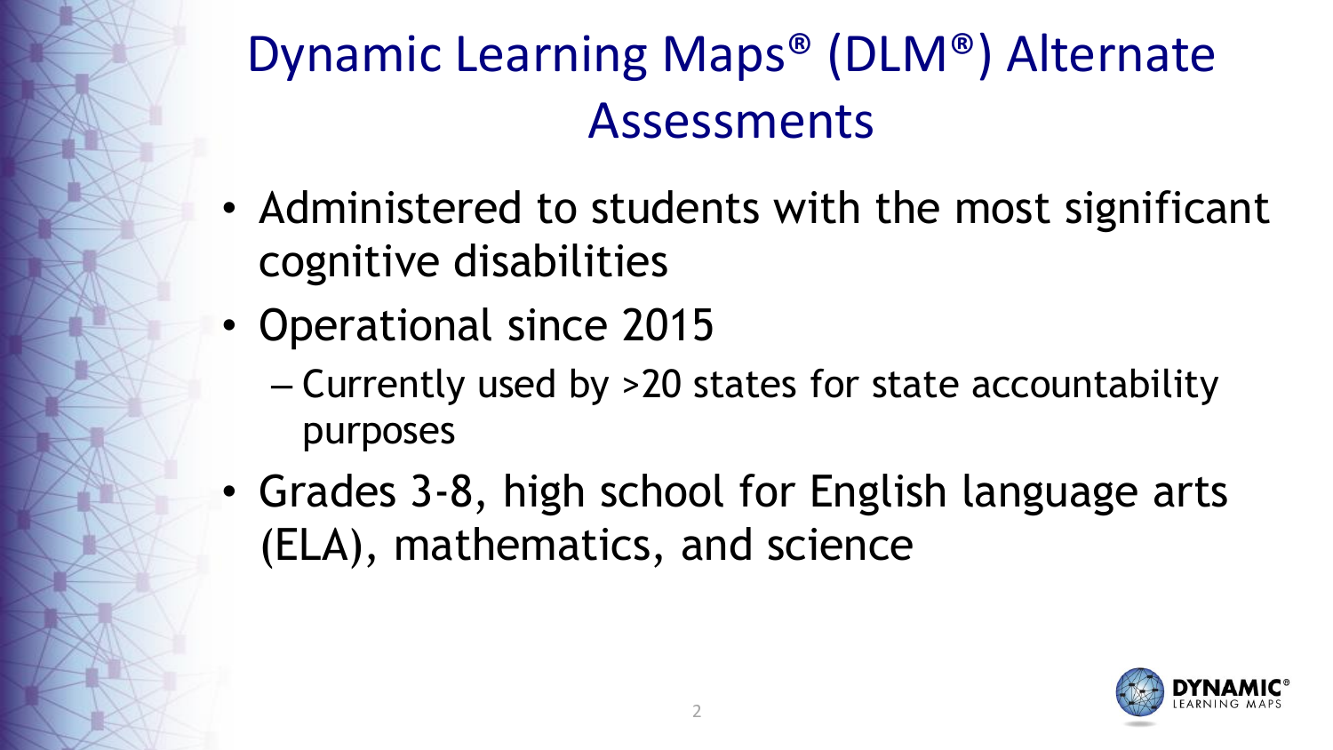# Dynamic Learning Maps® (DLM®) Alternate Assessments

- Administered to students with the most significant cognitive disabilities
- Operational since 2015
  - Currently used by >20 states for state accountability purposes
- Grades 3-8, high school for English language arts (ELA), mathematics, and science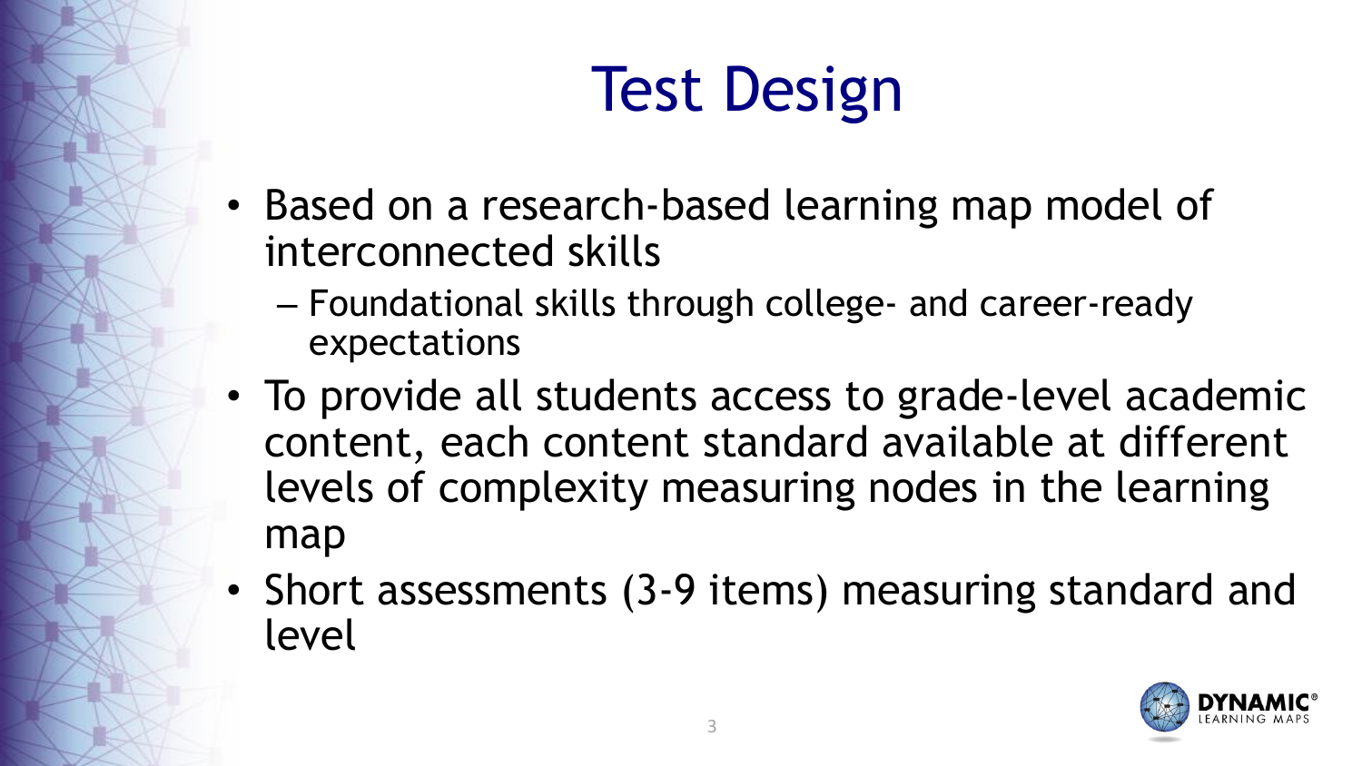# Test Design

- Based on a research-based learning map model of interconnected skills
  - Foundational skills through college- and career-ready expectations
- To provide all students access to grade-level academic content, each content standard available at different levels of complexity measuring nodes in the learning map
- Short assessments (3-9 items) measuring standard and level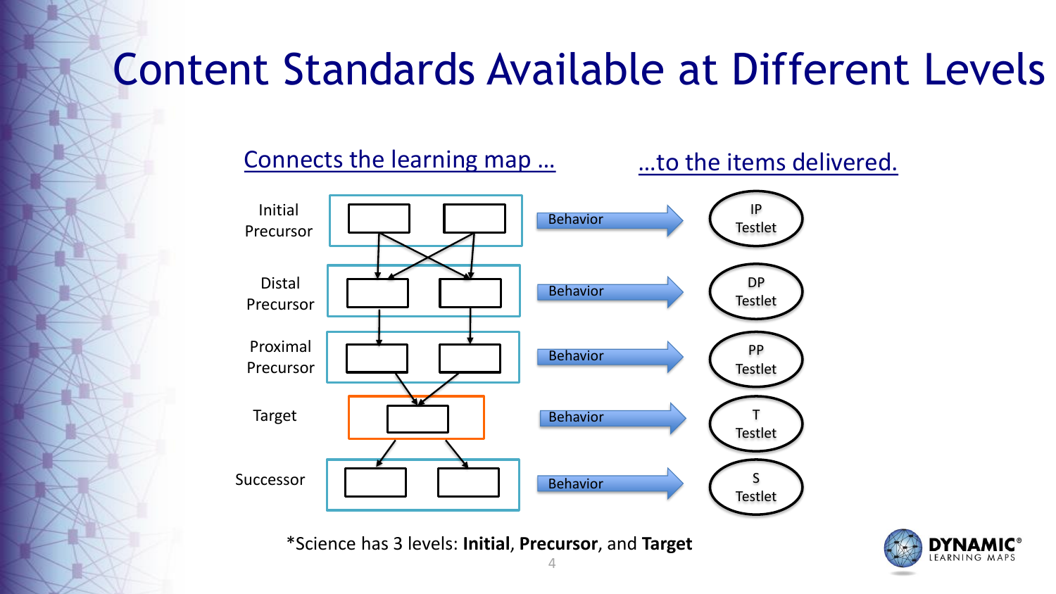# Content Standards Available at Different Levels

Connects the learning map … …to the items delivered.

| Level | Learning map | | Items delivered |
| --- | --- | --- | --- |
| Initial Precursor | Nodes | Behavior → | IP Testlet |
| Distal Precursor | Nodes | Behavior → | DP Testlet |
| Proximal Precursor | Nodes | Behavior → | PP Testlet |
| Target | Node | Behavior → | T Testlet |
| Successor | Nodes | Behavior → | S Testlet |

*Science has 3 levels: **Initial**, **Precursor**, and **Target**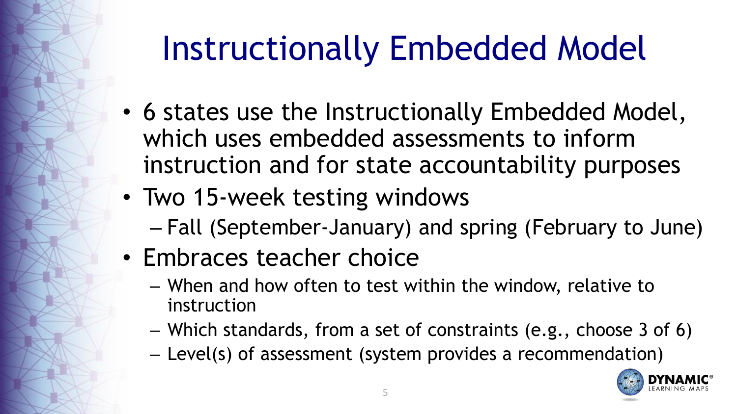# Instructionally Embedded Model

- 6 states use the Instructionally Embedded Model, which uses embedded assessments to inform instruction and for state accountability purposes
- Two 15-week testing windows
  - Fall (September-January) and spring (February to June)
- Embraces teacher choice
  - When and how often to test within the window, relative to instruction
  - Which standards, from a set of constraints (e.g., choose 3 of 6)
  - Level(s) of assessment (system provides a recommendation)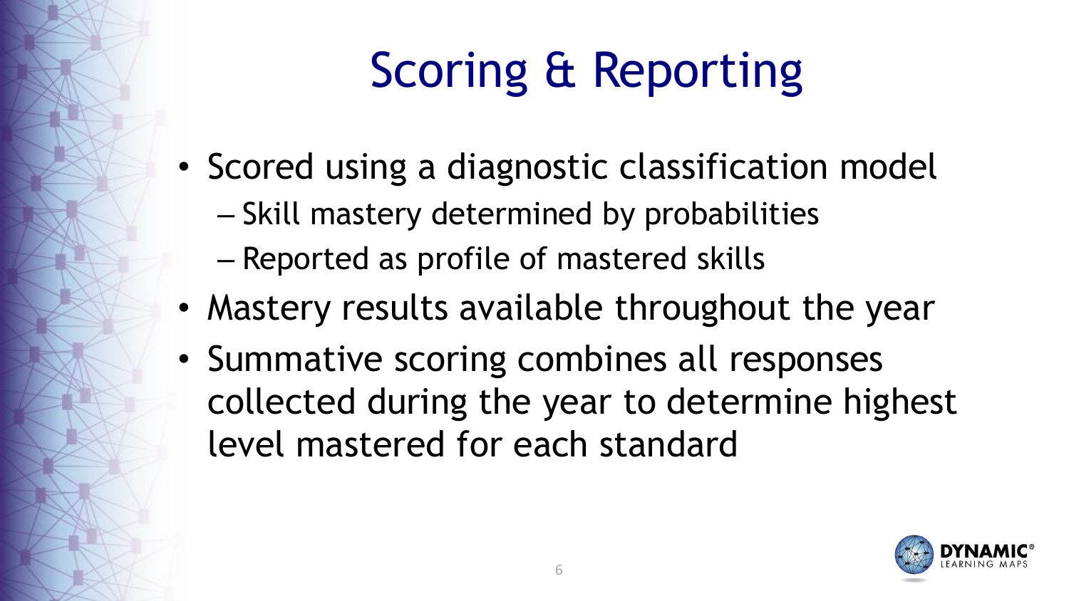# Scoring & Reporting

- Scored using a diagnostic classification model
  - Skill mastery determined by probabilities
  - Reported as profile of mastered skills
- Mastery results available throughout the year
- Summative scoring combines all responses collected during the year to determine highest level mastered for each standard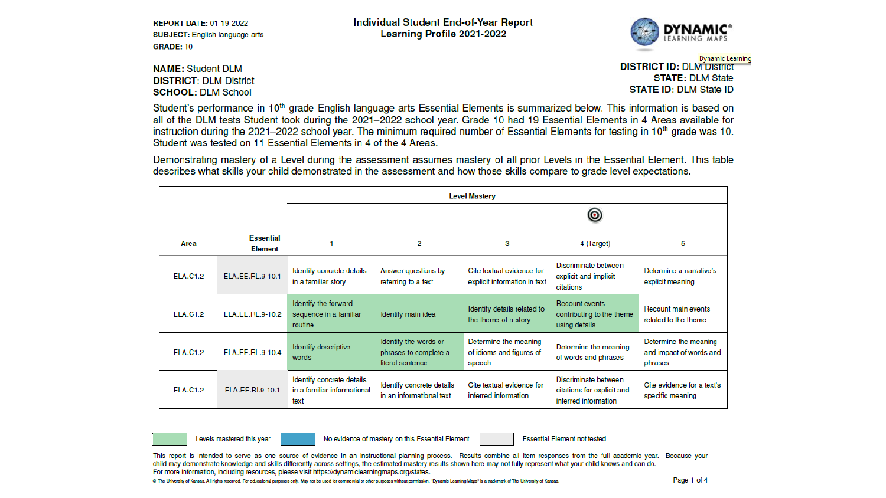REPORT DATE: 01-19-2022
SUBJECT: English language arts
GRADE: 10

# Individual Student End-of-Year Report
## Learning Profile 2021-2022

**NAME:** Student DLM
**DISTRICT:** DLM District
**SCHOOL:** DLM School

**DISTRICT ID:** DLM District
**STATE:** DLM State
**STATE ID:** DLM State ID

Student's performance in 10th grade English language arts Essential Elements is summarized below. This information is based on all of the DLM tests Student took during the 2021–2022 school year. Grade 10 had 19 Essential Elements in 4 Areas available for instruction during the 2021–2022 school year. The minimum required number of Essential Elements for testing in 10th grade was 10. Student was tested on 11 Essential Elements in 4 of the 4 Areas.

Demonstrating mastery of a Level during the assessment assumes mastery of all prior Levels in the Essential Element. This table describes what skills your child demonstrated in the assessment and how those skills compare to grade level expectations.

| Area | Essential Element | Level Mastery: 1 | 2 | 3 | 4 (Target) | 5 |
|---|---|---|---|---|---|---|
| ELA.C1.2 | ELA.EE.RL.9-10.1 | Identify concrete details in a familiar story | Answer questions by referring to a text | Cite textual evidence for explicit information in text | Discriminate between explicit and implicit citations | Determine a narrative's explicit meaning |
| ELA.C1.2 | ELA.EE.RL.9-10.2 | Identify the forward sequence in a familiar routine | Identify main idea | Identify details related to the theme of a story | Recount events contributing to the theme using details | Recount main events related to the theme |
| ELA.C1.2 | ELA.EE.RL.9-10.4 | Identify descriptive words | Identify the words or phrases to complete a literal sentence | Determine the meaning of idioms and figures of speech | Determine the meaning of words and phrases | Determine the meaning and impact of words and phrases |
| ELA.C1.2 | ELA.EE.RI.9-10.1 | Identify concrete details in a familiar informational text | Identify concrete details in an informational text | Cite textual evidence for inferred information | Discriminate between citations for explicit and inferred information | Cite evidence for a text's specific meaning |

Levels mastered this year | No evidence of mastery on this Essential Element | Essential Element not tested

This report is intended to serve as one source of evidence in an instructional planning process. Results combine all item responses from the full academic year. Because your child may demonstrate knowledge and skills differently across settings, the estimated mastery results shown here may not fully represent what your child knows and can do.
For more information, including resources, please visit https://dynamiclearningmaps.org/states.

© The University of Kansas. All rights reserved. For educational purposes only. May not be used for commercial or other purposes without permission. "Dynamic Learning Maps" is a trademark of The University of Kansas.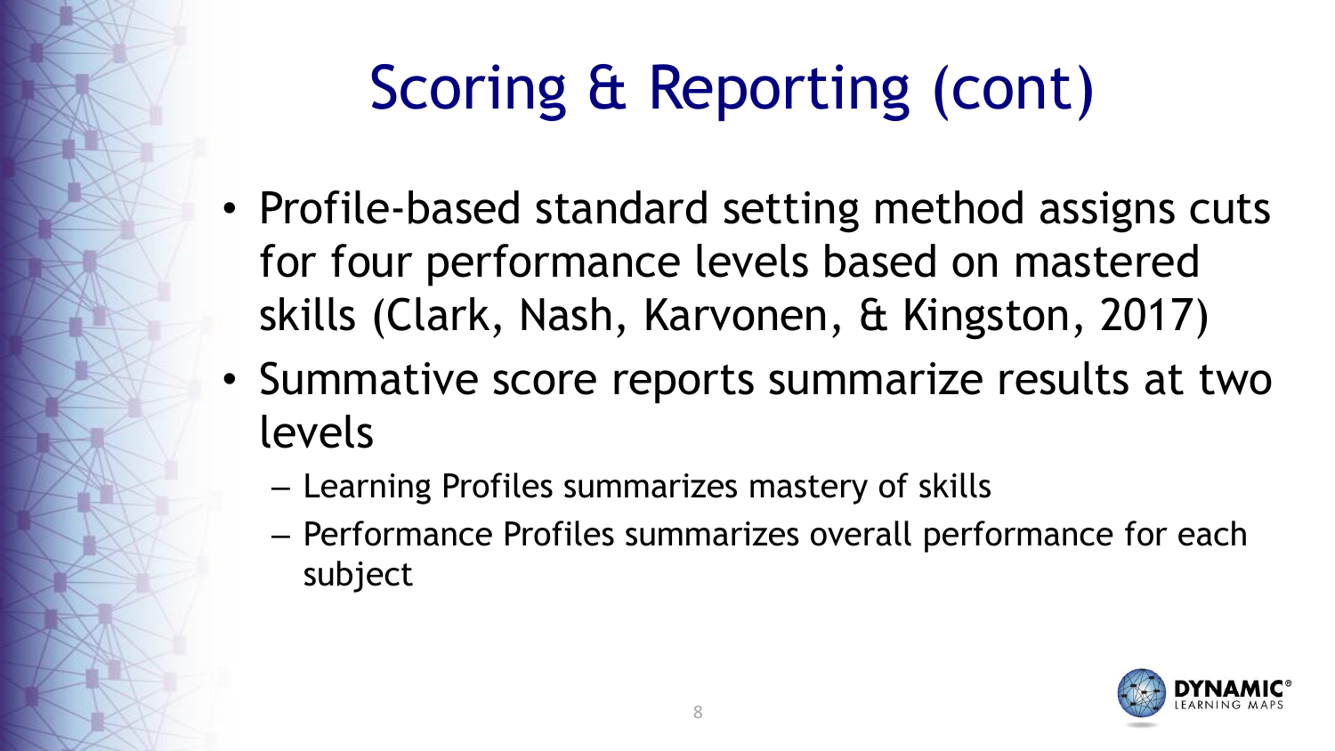# Scoring & Reporting (cont)

- Profile-based standard setting method assigns cuts for four performance levels based on mastered skills (Clark, Nash, Karvonen, & Kingston, 2017)
- Summative score reports summarize results at two levels
  - Learning Profiles summarizes mastery of skills
  - Performance Profiles summarizes overall performance for each subject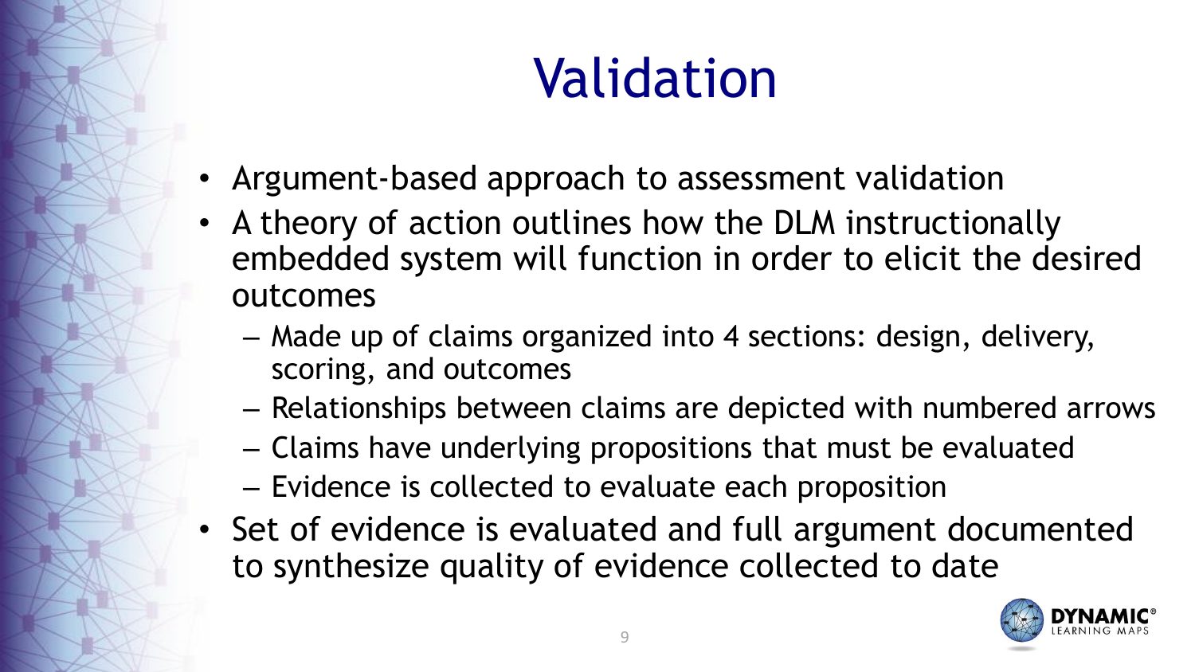# Validation

- Argument-based approach to assessment validation
- A theory of action outlines how the DLM instructionally embedded system will function in order to elicit the desired outcomes
  - Made up of claims organized into 4 sections: design, delivery, scoring, and outcomes
  - Relationships between claims are depicted with numbered arrows
  - Claims have underlying propositions that must be evaluated
  - Evidence is collected to evaluate each proposition
- Set of evidence is evaluated and full argument documented to synthesize quality of evidence collected to date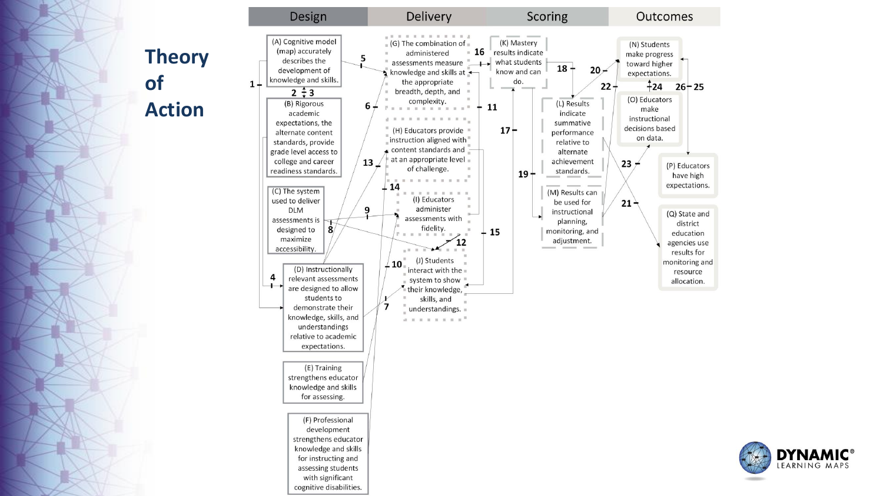# Theory of Action

| Design | Delivery | Scoring | Outcomes |
| --- | --- | --- | --- |
| (A) Cognitive model (map) accurately describes the development of knowledge and skills. | (G) The combination of administered assessments measure knowledge and skills at the appropriate breadth, depth, and complexity. | (K) Mastery results indicate what students know and can do. | (N) Students make progress toward higher expectations. |
| (B) Rigorous academic expectations, the alternate content standards, provide grade level access to college and career readiness standards. | (H) Educators provide instruction aligned with content standards and at an appropriate level of challenge. | (L) Results indicate summative performance relative to alternate achievement standards. | (O) Educators make instructional decisions based on data. |
| (C) The system used to deliver DLM assessments is designed to maximize accessibility. | (I) Educators administer assessments with fidelity. | (M) Results can be used for instructional planning, monitoring, and adjustment. | (P) Educators have high expectations. |
| (D) Instructionally relevant assessments are designed to allow students to demonstrate their knowledge, skills, and understandings relative to academic expectations. | (J) Students interact with the system to show their knowledge, skills, and understandings. | | (Q) State and district education agencies use results for monitoring and resource allocation. |
| (E) Training strengthens educator knowledge and skills for assessing. | | | |
| (F) Professional development strengthens educator knowledge and skills for instructing and assessing students with significant cognitive disabilities. | | | |

Connections numbered 1–26.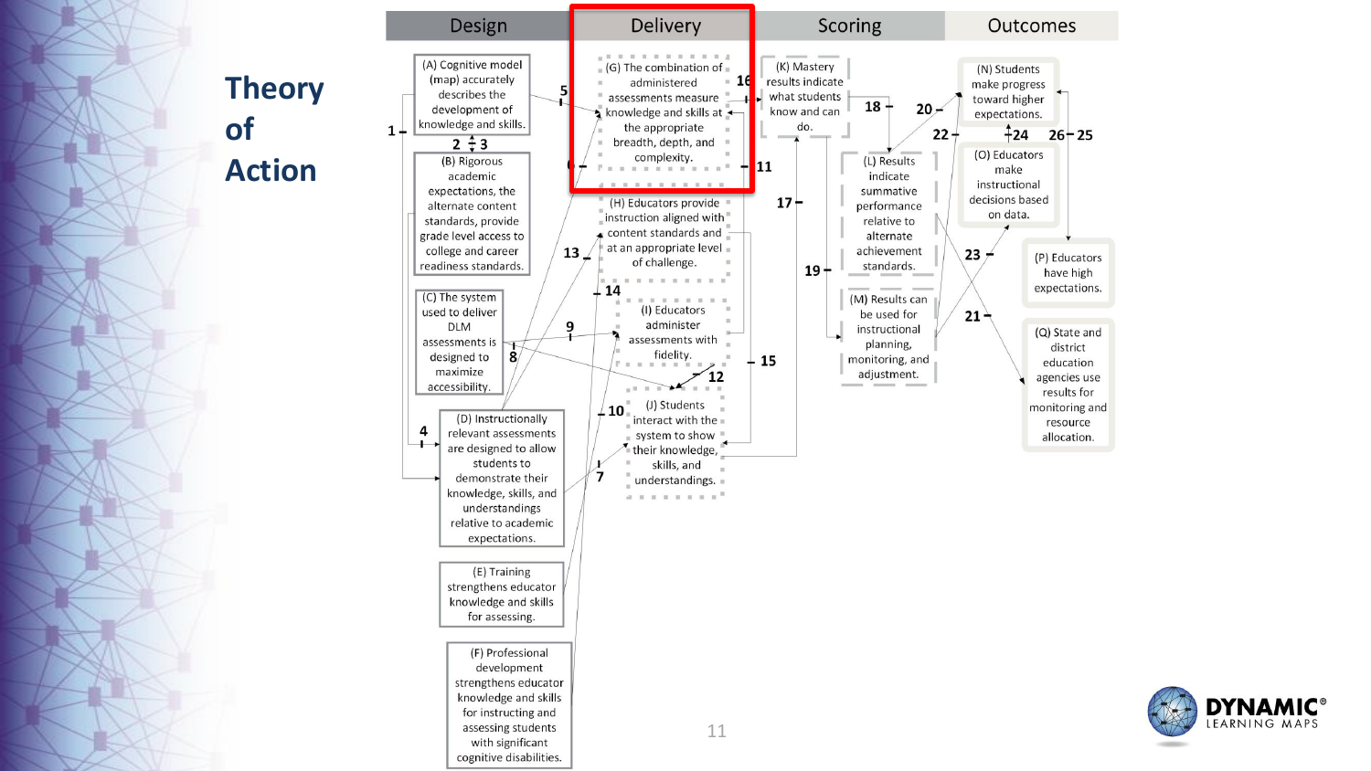# Theory of Action

| Design | Delivery | Scoring | Outcomes |
|---|---|---|---|
| (A) Cognitive model (map) accurately describes the development of knowledge and skills. | (G) The combination of administered assessments measure knowledge and skills at the appropriate breadth, depth, and complexity. | (K) Mastery results indicate what students know and can do. | (N) Students make progress toward higher expectations. |
| (B) Rigorous academic expectations, the alternate content standards, provide grade level access to college and career readiness standards. | (H) Educators provide instruction aligned with content standards and at an appropriate level of challenge. | (L) Results indicate summative performance relative to alternate achievement standards. | (O) Educators make instructional decisions based on data. |
| (C) The system used to deliver DLM assessments is designed to maximize accessibility. | (I) Educators administer assessments with fidelity. | (M) Results can be used for instructional planning, monitoring, and adjustment. | (P) Educators have high expectations. |
| (D) Instructionally relevant assessments are designed to allow students to demonstrate their knowledge, skills, and understandings relative to academic expectations. | (J) Students interact with the system to show their knowledge, skills, and understandings. | | (Q) State and district education agencies use results for monitoring and resource allocation. |
| (E) Training strengthens educator knowledge and skills for assessing. | | | |
| (F) Professional development strengthens educator knowledge and skills for instructing and assessing students with significant cognitive disabilities. | | | |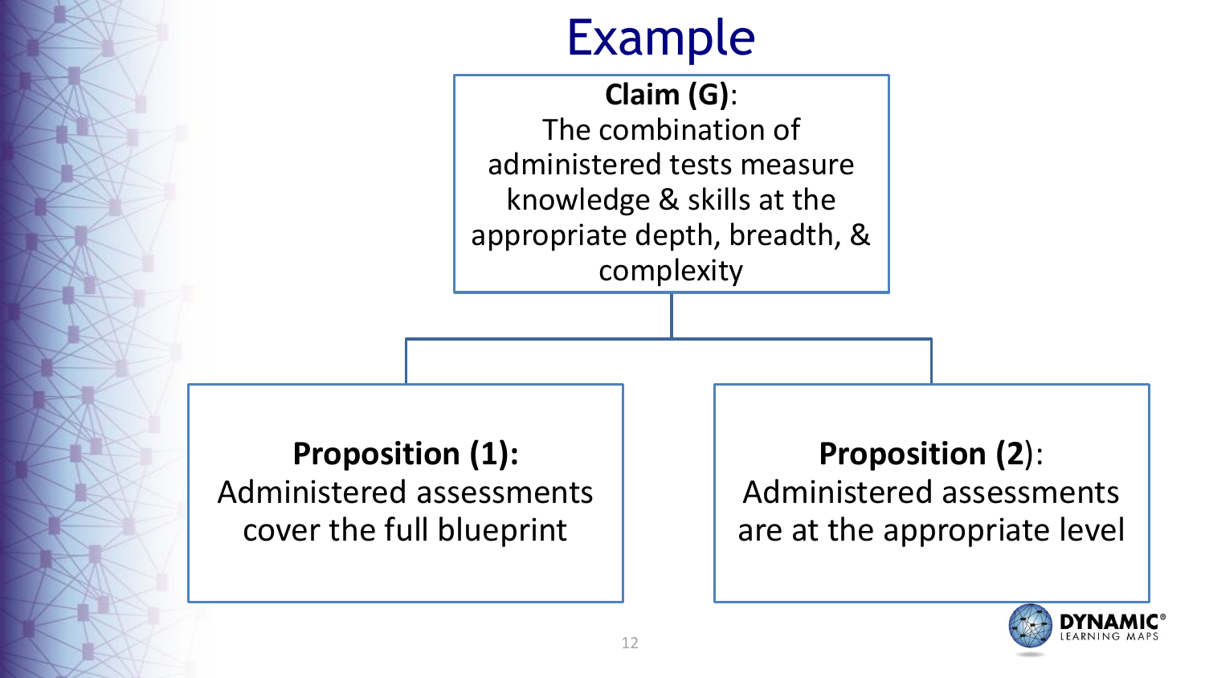# Example

**Claim (G)**:
The combination of administered tests measure knowledge & skills at the appropriate depth, breadth, & complexity

**Proposition (1):**
Administered assessments cover the full blueprint

**Proposition (2)**:
Administered assessments are at the appropriate level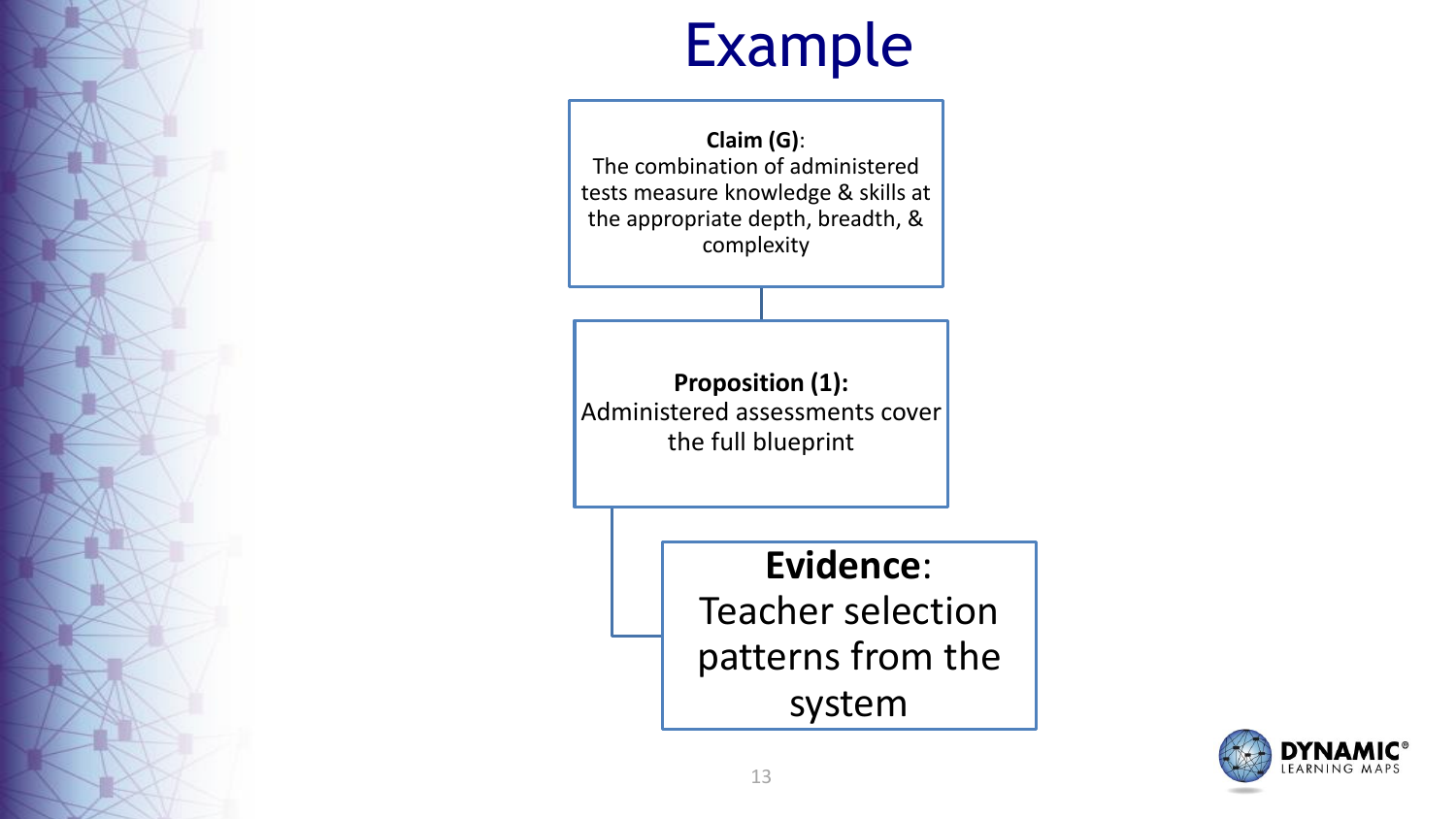# Example

**Claim (G)**:
The combination of administered tests measure knowledge & skills at the appropriate depth, breadth, & complexity

**Proposition (1):**
Administered assessments cover the full blueprint

**Evidence**:
Teacher selection patterns from the system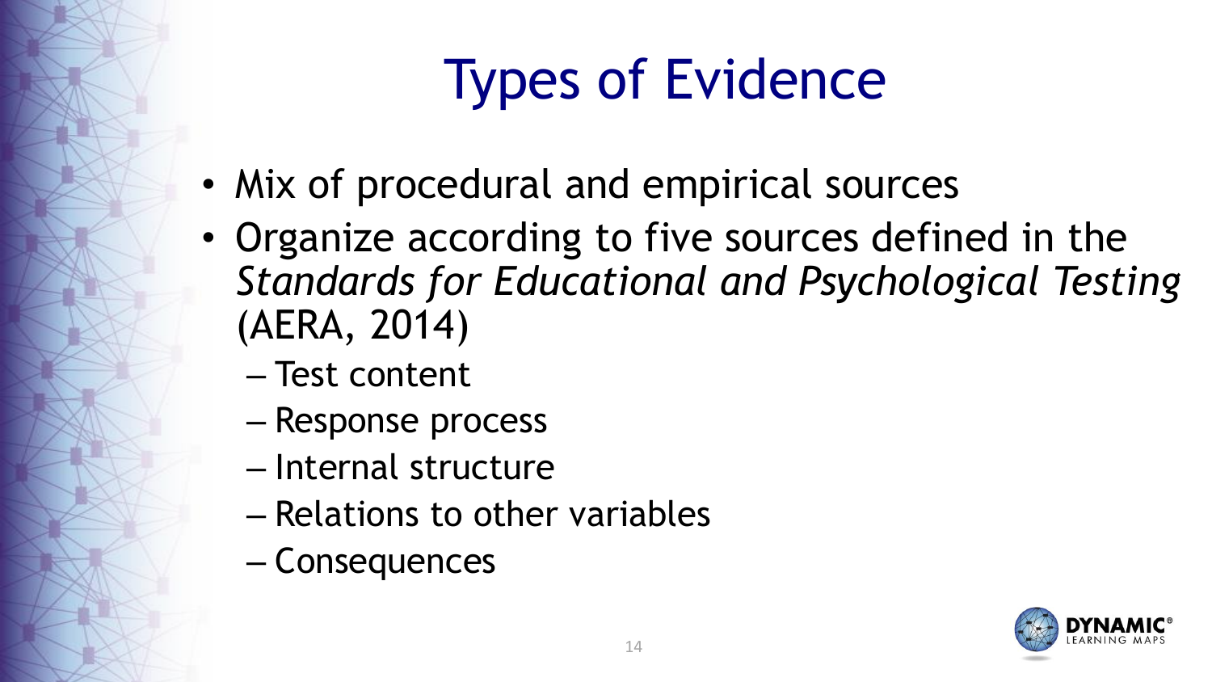# Types of Evidence

- Mix of procedural and empirical sources
- Organize according to five sources defined in the *Standards for Educational and Psychological Testing* (AERA, 2014)
  - Test content
  - Response process
  - Internal structure
  - Relations to other variables
  - Consequences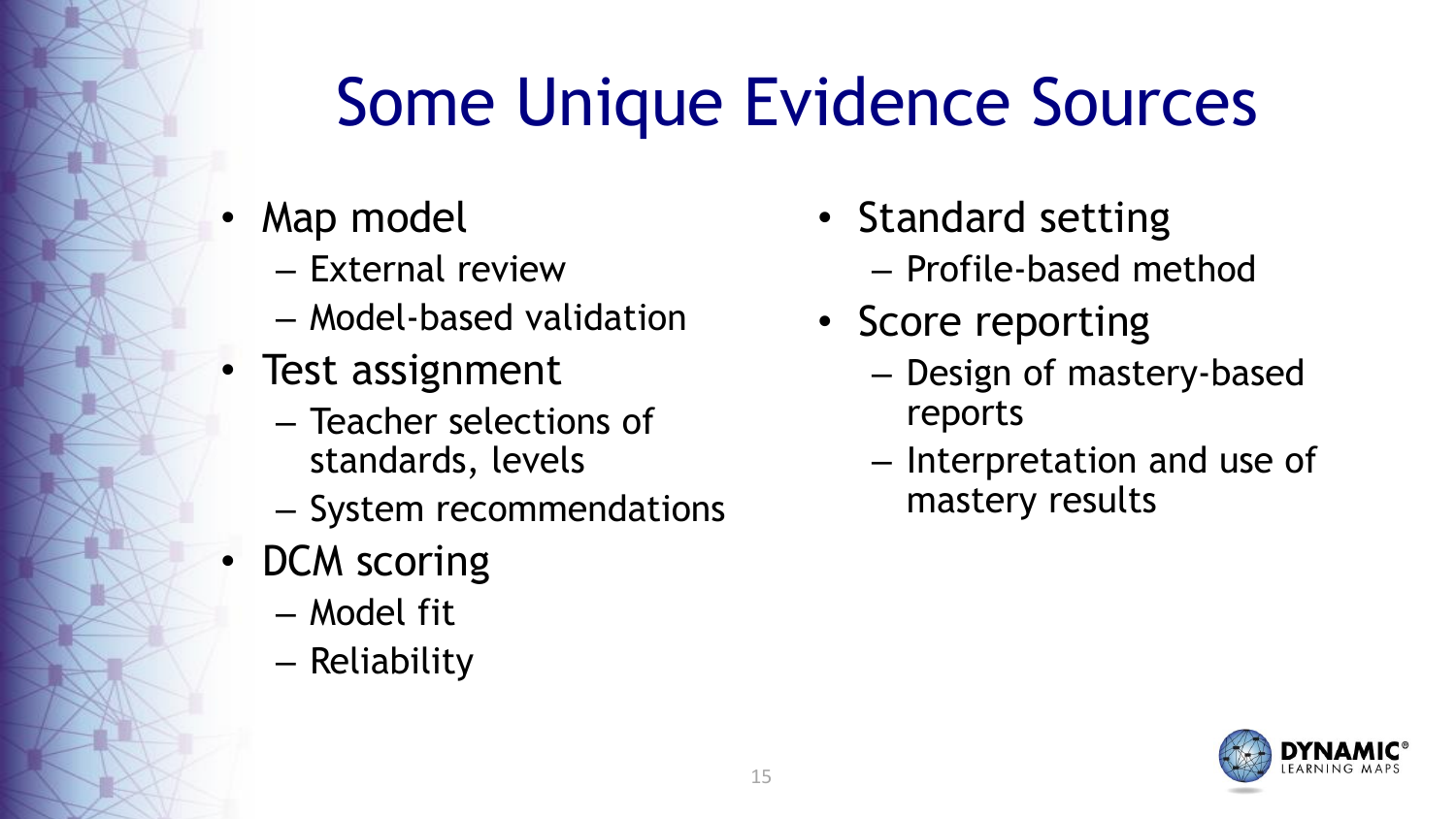# Some Unique Evidence Sources

- Map model
  - External review
  - Model-based validation
- Test assignment
  - Teacher selections of standards, levels
  - System recommendations
- DCM scoring
  - Model fit
  - Reliability
- Standard setting
  - Profile-based method
- Score reporting
  - Design of mastery-based reports
  - Interpretation and use of mastery results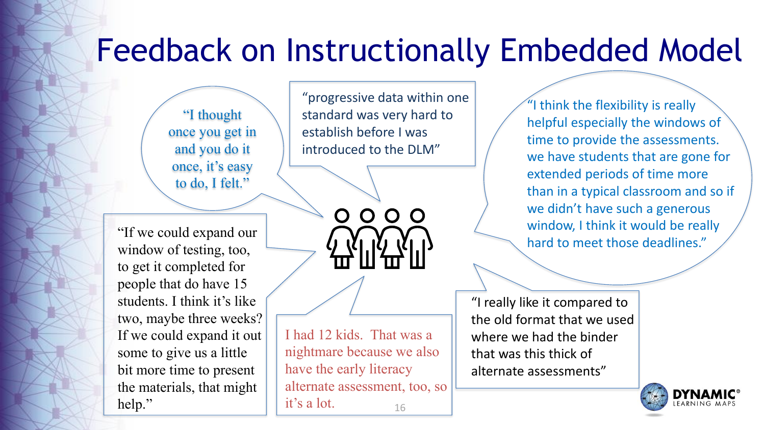# Feedback on Instructionally Embedded Model

"I thought once you get in and you do it once, it's easy to do, I felt."

"progressive data within one standard was very hard to establish before I was introduced to the DLM"

"I think the flexibility is really helpful especially the windows of time to provide the assessments. we have students that are gone for extended periods of time more than in a typical classroom and so if we didn't have such a generous window, I think it would be really hard to meet those deadlines."

"If we could expand our window of testing, too, to get it completed for people that do have 15 students. I think it's like two, maybe three weeks? If we could expand it out some to give us a little bit more time to present the materials, that might help."

I had 12 kids. That was a nightmare because we also have the early literacy alternate assessment, too, so it's a lot.

"I really like it compared to the old format that we used where we had the binder that was this thick of alternate assessments"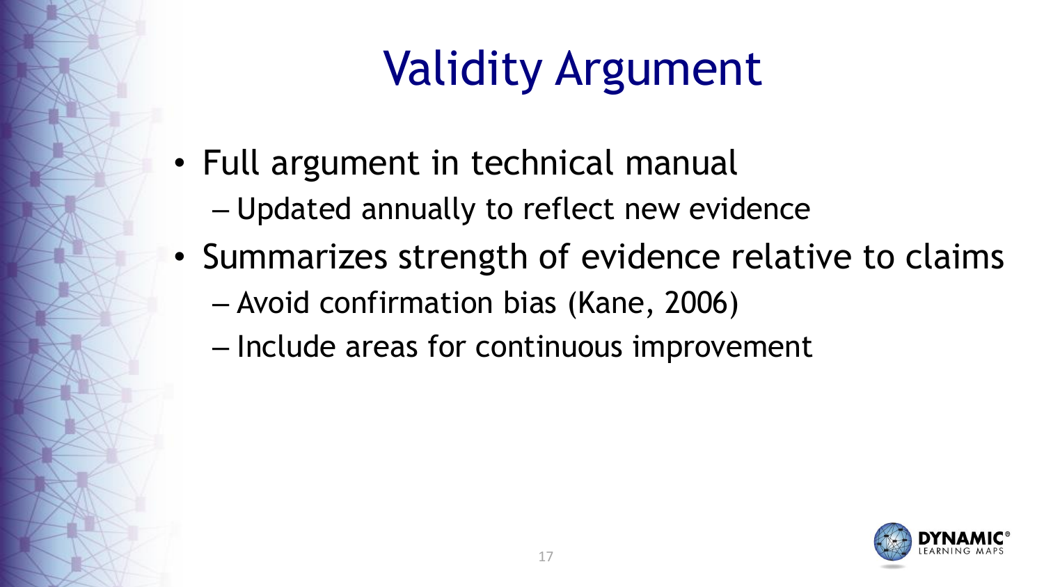# Validity Argument

- Full argument in technical manual
  - Updated annually to reflect new evidence
- Summarizes strength of evidence relative to claims
  - Avoid confirmation bias (Kane, 2006)
  - Include areas for continuous improvement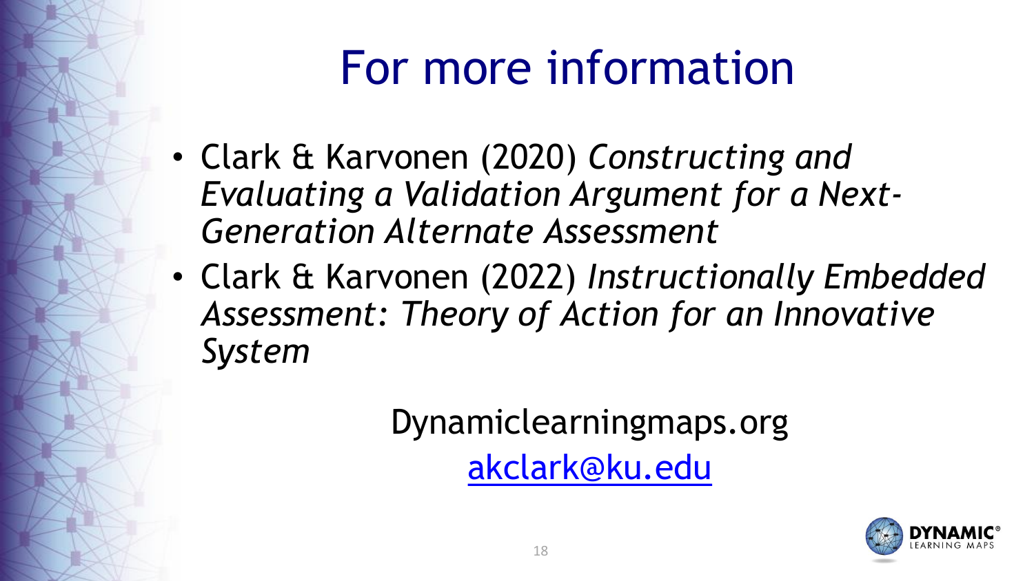# For more information

- Clark & Karvonen (2020) *Constructing and Evaluating a Validation Argument for a Next-Generation Alternate Assessment*
- Clark & Karvonen (2022) *Instructionally Embedded Assessment: Theory of Action for an Innovative System*

Dynamiclearningmaps.org

[akclark@ku.edu](mailto:akclark@ku.edu)